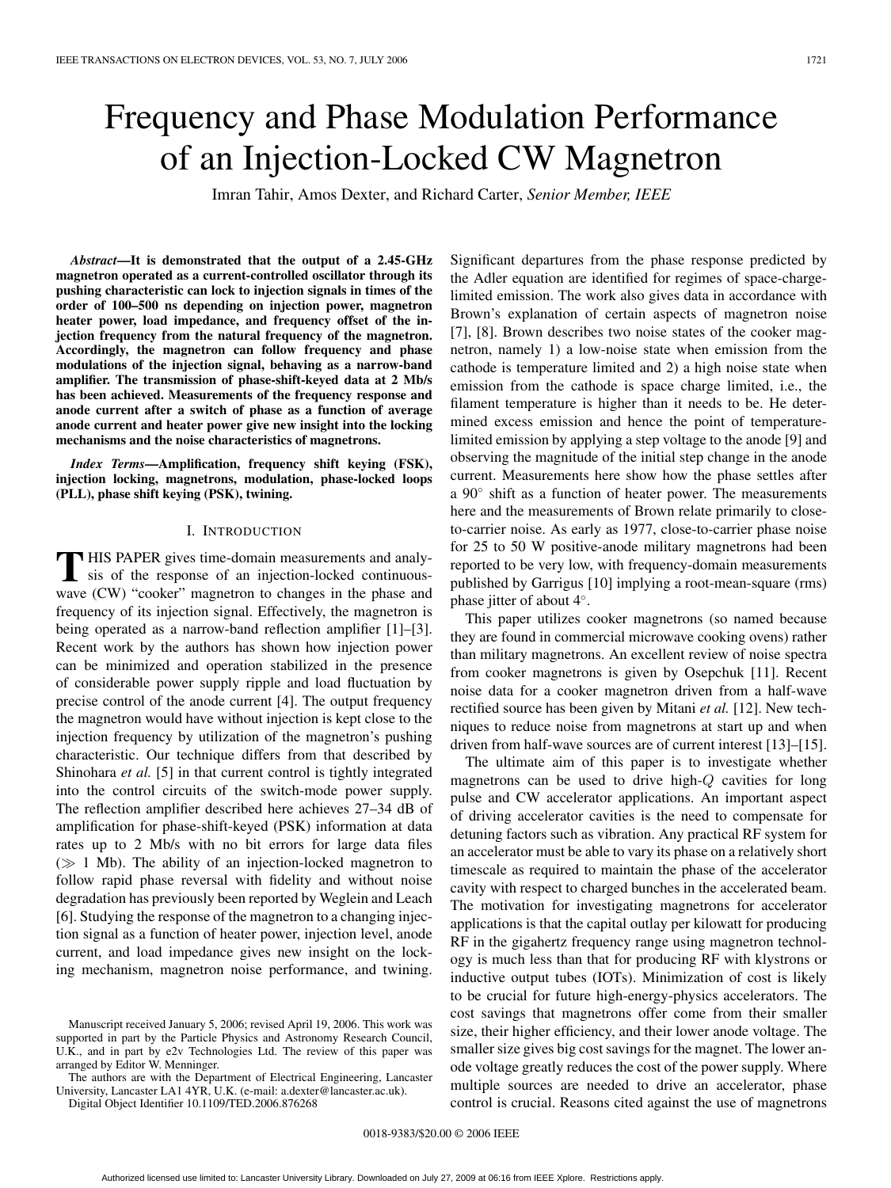# Frequency and Phase Modulation Performance of an Injection-Locked CW Magnetron

Imran Tahir, Amos Dexter, and Richard Carter, *Senior Member, IEEE*

***Abstract*—It is demonstrated that the output of a 2.45-GHz magnetron operated as a current-controlled oscillator through its pushing characteristic can lock to injection signals in times of the order of 100–500 ns depending on injection power, magnetron heater power, load impedance, and frequency offset of the injection frequency from the natural frequency of the magnetron. Accordingly, the magnetron can follow frequency and phase modulations of the injection signal, behaving as a narrow-band amplifier. The transmission of phase-shift-keyed data at 2 Mb/s has been achieved. Measurements of the frequency response and anode current after a switch of phase as a function of average anode current and heater power give new insight into the locking mechanisms and the noise characteristics of magnetrons.**

***Index Terms*—Amplification, frequency shift keying (FSK), injection locking, magnetrons, modulation, phase-locked loops (PLL), phase shift keying (PSK), twining.**

## I. Introduction

This paper gives time-domain measurements and analysis of the response of an injection-locked continuous-wave (CW) "cooker" magnetron to changes in the phase and frequency of its injection signal. Effectively, the magnetron is being operated as a narrow-band reflection amplifier [1]–[3]. Recent work by the authors has shown how injection power can be minimized and operation stabilized in the presence of considerable power supply ripple and load fluctuation by precise control of the anode current [4]. The output frequency the magnetron would have without injection is kept close to the injection frequency by utilization of the magnetron's pushing characteristic. Our technique differs from that described by Shinohara *et al.* [5] in that current control is tightly integrated into the control circuits of the switch-mode power supply. The reflection amplifier described here achieves 27–34 dB of amplification for phase-shift-keyed (PSK) information at data rates up to 2 Mb/s with no bit errors for large data files ($\gg$ 1 Mb). The ability of an injection-locked magnetron to follow rapid phase reversal with fidelity and without noise degradation has previously been reported by Weglein and Leach [6]. Studying the response of the magnetron to a changing injection signal as a function of heater power, injection level, anode current, and load impedance gives new insight on the locking mechanism, magnetron noise performance, and twining. Significant departures from the phase response predicted by the Adler equation are identified for regimes of space-charge-limited emission. The work also gives data in accordance with Brown's explanation of certain aspects of magnetron noise [7], [8]. Brown describes two noise states of the cooker magnetron, namely 1) a low-noise state when emission from the cathode is temperature limited and 2) a high noise state when emission from the cathode is space charge limited, i.e., the filament temperature is higher than it needs to be. He determined excess emission and hence the point of temperature-limited emission by applying a step voltage to the anode [9] and observing the magnitude of the initial step change in the anode current. Measurements here show how the phase settles after a 90° shift as a function of heater power. The measurements here and the measurements of Brown relate primarily to close-to-carrier noise. As early as 1977, close-to-carrier phase noise for 25 to 50 W positive-anode military magnetrons had been reported to be very low, with frequency-domain measurements published by Garrigus [10] implying a root-mean-square (rms) phase jitter of about 4°.

This paper utilizes cooker magnetrons (so named because they are found in commercial microwave cooking ovens) rather than military magnetrons. An excellent review of noise spectra from cooker magnetrons is given by Osepchuk [11]. Recent noise data for a cooker magnetron driven from a half-wave rectified source has been given by Mitani *et al.* [12]. New techniques to reduce noise from magnetrons at start up and when driven from half-wave sources are of current interest [13]–[15].

The ultimate aim of this paper is to investigate whether magnetrons can be used to drive high-$Q$ cavities for long pulse and CW accelerator applications. An important aspect of driving accelerator cavities is the need to compensate for detuning factors such as vibration. Any practical RF system for an accelerator must be able to vary its phase on a relatively short timescale as required to maintain the phase of the accelerator cavity with respect to charged bunches in the accelerated beam. The motivation for investigating magnetrons for accelerator applications is that the capital outlay per kilowatt for producing RF in the gigahertz frequency range using magnetron technology is much less than that for producing RF with klystrons or inductive output tubes (IOTs). Minimization of cost is likely to be crucial for future high-energy-physics accelerators. The cost savings that magnetrons offer come from their smaller size, their higher efficiency, and their lower anode voltage. The smaller size gives big cost savings for the magnet. The lower anode voltage greatly reduces the cost of the power supply. Where multiple sources are needed to drive an accelerator, phase control is crucial. Reasons cited against the use of magnetrons

Manuscript received January 5, 2006; revised April 19, 2006. This work was supported in part by the Particle Physics and Astronomy Research Council, U.K., and in part by e2v Technologies Ltd. The review of this paper was arranged by Editor W. Menninger.

The authors are with the Department of Electrical Engineering, Lancaster University, Lancaster LA1 4YR, U.K. (e-mail: a.dexter@lancaster.ac.uk).

Digital Object Identifier 10.1109/TED.2006.876268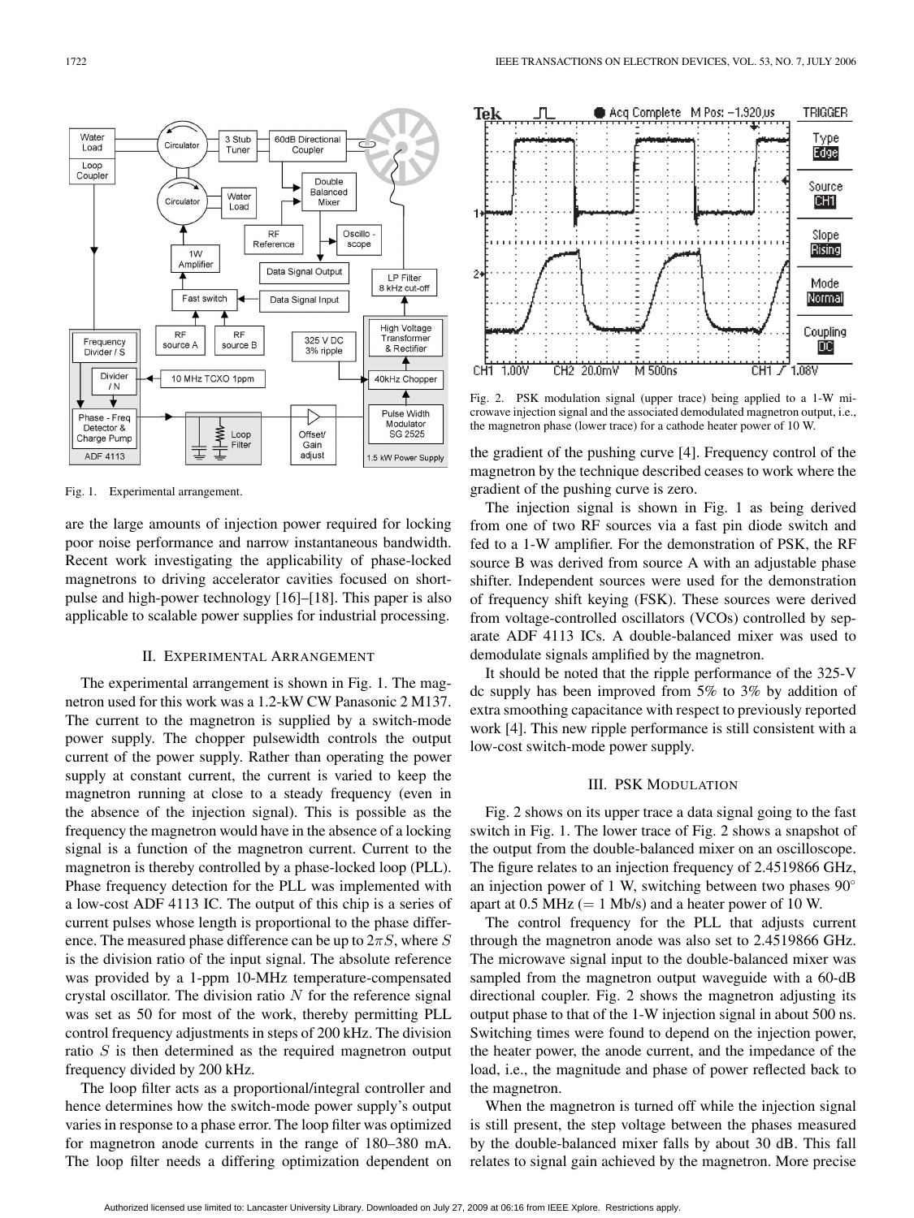Fig. 1. Experimental arrangement.

are the large amounts of injection power required for locking poor noise performance and narrow instantaneous bandwidth. Recent work investigating the applicability of phase-locked magnetrons to driving accelerator cavities focused on short-pulse and high-power technology [16]–[18]. This paper is also applicable to scalable power supplies for industrial processing.

## II. Experimental Arrangement

The experimental arrangement is shown in Fig. 1. The magnetron used for this work was a 1.2-kW CW Panasonic 2 M137. The current to the magnetron is supplied by a switch-mode power supply. The chopper pulsewidth controls the output current of the power supply. Rather than operating the power supply at constant current, the current is varied to keep the magnetron running at close to a steady frequency (even in the absence of the injection signal). This is possible as the frequency the magnetron would have in the absence of a locking signal is a function of the magnetron current. Current to the magnetron is thereby controlled by a phase-locked loop (PLL). Phase frequency detection for the PLL was implemented with a low-cost ADF 4113 IC. The output of this chip is a series of current pulses whose length is proportional to the phase difference. The measured phase difference can be up to $2\pi S$, where $S$ is the division ratio of the input signal. The absolute reference was provided by a 1-ppm 10-MHz temperature-compensated crystal oscillator. The division ratio $N$ for the reference signal was set as 50 for most of the work, thereby permitting PLL control frequency adjustments in steps of 200 kHz. The division ratio $S$ is then determined as the required magnetron output frequency divided by 200 kHz.

The loop filter acts as a proportional/integral controller and hence determines how the switch-mode power supply's output varies in response to a phase error. The loop filter was optimized for magnetron anode currents in the range of 180–380 mA. The loop filter needs a differing optimization dependent on the gradient of the pushing curve [4]. Frequency control of the magnetron by the technique described ceases to work where the gradient of the pushing curve is zero.

Fig. 2. PSK modulation signal (upper trace) being applied to a 1-W microwave injection signal and the associated demodulated magnetron output, i.e., the magnetron phase (lower trace) for a cathode heater power of 10 W.

The injection signal is shown in Fig. 1 as being derived from one of two RF sources via a fast pin diode switch and fed to a 1-W amplifier. For the demonstration of PSK, the RF source B was derived from source A with an adjustable phase shifter. Independent sources were used for the demonstration of frequency shift keying (FSK). These sources were derived from voltage-controlled oscillators (VCOs) controlled by separate ADF 4113 ICs. A double-balanced mixer was used to demodulate signals amplified by the magnetron.

It should be noted that the ripple performance of the 325-V dc supply has been improved from 5% to 3% by addition of extra smoothing capacitance with respect to previously reported work [4]. This new ripple performance is still consistent with a low-cost switch-mode power supply.

## III. PSK Modulation

Fig. 2 shows on its upper trace a data signal going to the fast switch in Fig. 1. The lower trace of Fig. 2 shows a snapshot of the output from the double-balanced mixer on an oscilloscope. The figure relates to an injection frequency of 2.4519866 GHz, an injection power of 1 W, switching between two phases 90° apart at 0.5 MHz (= 1 Mb/s) and a heater power of 10 W.

The control frequency for the PLL that adjusts current through the magnetron anode was also set to 2.4519866 GHz. The microwave signal input to the double-balanced mixer was sampled from the magnetron output waveguide with a 60-dB directional coupler. Fig. 2 shows the magnetron adjusting its output phase to that of the 1-W injection signal in about 500 ns. Switching times were found to depend on the injection power, the heater power, the anode current, and the impedance of the load, i.e., the magnitude and phase of power reflected back to the magnetron.

When the magnetron is turned off while the injection signal is still present, the step voltage between the phases measured by the double-balanced mixer falls by about 30 dB. This fall relates to signal gain achieved by the magnetron. More precise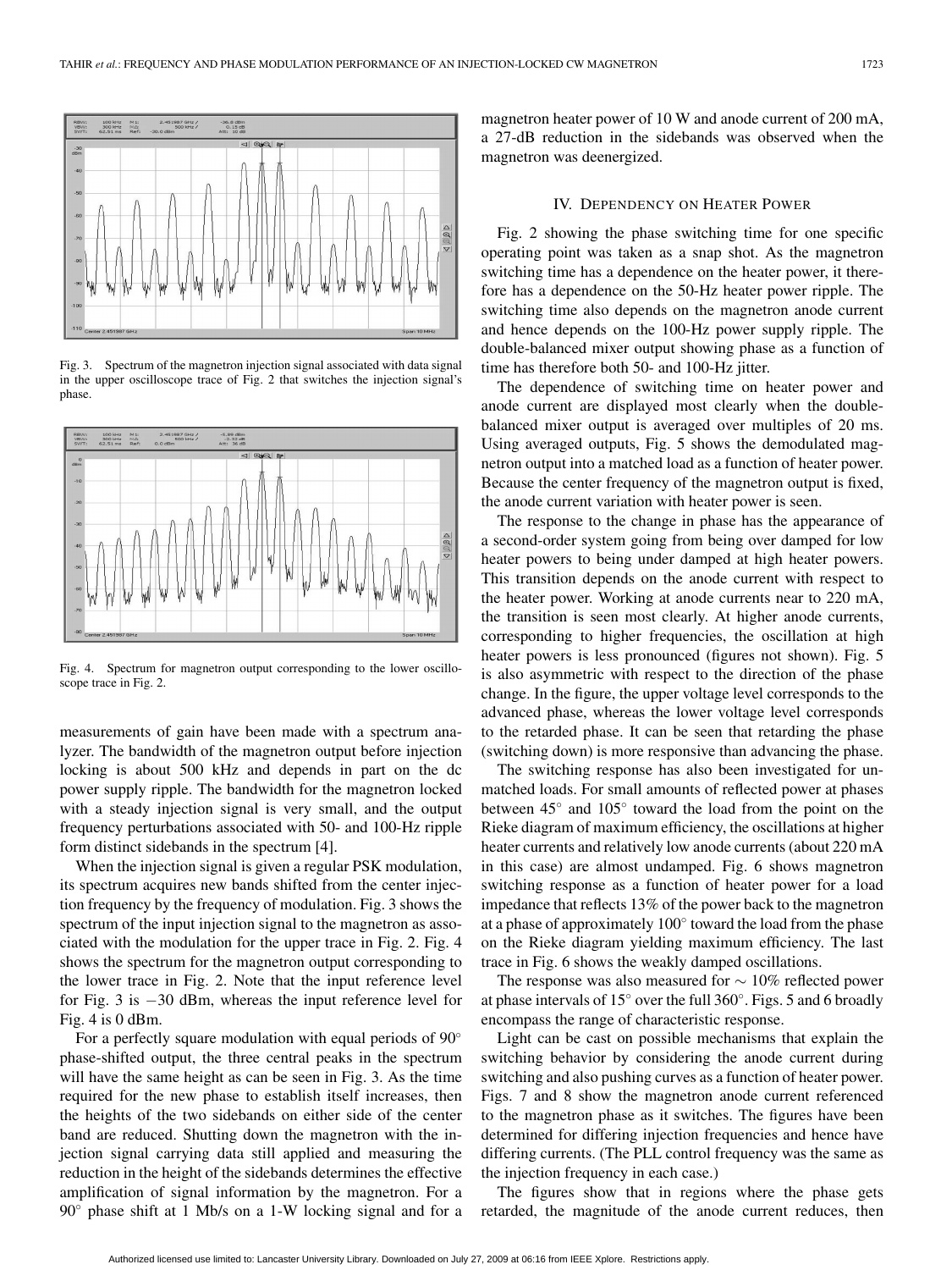Fig. 3. Spectrum of the magnetron injection signal associated with data signal in the upper oscilloscope trace of Fig. 2 that switches the injection signal's phase.

Fig. 4. Spectrum for magnetron output corresponding to the lower oscilloscope trace in Fig. 2.

measurements of gain have been made with a spectrum analyzer. The bandwidth of the magnetron output before injection locking is about 500 kHz and depends in part on the dc power supply ripple. The bandwidth for the magnetron locked with a steady injection signal is very small, and the output frequency perturbations associated with 50- and 100-Hz ripple form distinct sidebands in the spectrum [4].

When the injection signal is given a regular PSK modulation, its spectrum acquires new bands shifted from the center injection frequency by the frequency of modulation. Fig. 3 shows the spectrum of the input injection signal to the magnetron as associated with the modulation for the upper trace in Fig. 2. Fig. 4 shows the spectrum for the magnetron output corresponding to the lower trace in Fig. 2. Note that the input reference level for Fig. 3 is −30 dBm, whereas the input reference level for Fig. 4 is 0 dBm.

For a perfectly square modulation with equal periods of 90° phase-shifted output, the three central peaks in the spectrum will have the same height as can be seen in Fig. 3. As the time required for the new phase to establish itself increases, then the heights of the two sidebands on either side of the center band are reduced. Shutting down the magnetron with the injection signal carrying data still applied and measuring the reduction in the height of the sidebands determines the effective amplification of signal information by the magnetron. For a 90° phase shift at 1 Mb/s on a 1-W locking signal and for a magnetron heater power of 10 W and anode current of 200 mA, a 27-dB reduction in the sidebands was observed when the magnetron was deenergized.

## IV. Dependency on Heater Power

Fig. 2 showing the phase switching time for one specific operating point was taken as a snap shot. As the magnetron switching time has a dependence on the heater power, it therefore has a dependence on the 50-Hz heater power ripple. The switching time also depends on the magnetron anode current and hence depends on the 100-Hz power supply ripple. The double-balanced mixer output showing phase as a function of time has therefore both 50- and 100-Hz jitter.

The dependence of switching time on heater power and anode current are displayed most clearly when the double-balanced mixer output is averaged over multiples of 20 ms. Using averaged outputs, Fig. 5 shows the demodulated magnetron output into a matched load as a function of heater power. Because the center frequency of the magnetron output is fixed, the anode current variation with heater power is seen.

The response to the change in phase has the appearance of a second-order system going from being over damped for low heater powers to being under damped at high heater powers. This transition depends on the anode current with respect to the heater power. Working at anode currents near to 220 mA, the transition is seen most clearly. At higher anode currents, corresponding to higher frequencies, the oscillation at high heater powers is less pronounced (figures not shown). Fig. 5 is also asymmetric with respect to the direction of the phase change. In the figure, the upper voltage level corresponds to the advanced phase, whereas the lower voltage level corresponds to the retarded phase. It can be seen that retarding the phase (switching down) is more responsive than advancing the phase.

The switching response has also been investigated for unmatched loads. For small amounts of reflected power at phases between 45° and 105° toward the load from the point on the Rieke diagram of maximum efficiency, the oscillations at higher heater currents and relatively low anode currents (about 220 mA in this case) are almost undamped. Fig. 6 shows magnetron switching response as a function of heater power for a load impedance that reflects 13% of the power back to the magnetron at a phase of approximately 100° toward the load from the phase on the Rieke diagram yielding maximum efficiency. The last trace in Fig. 6 shows the weakly damped oscillations.

The response was also measured for ∼ 10% reflected power at phase intervals of 15° over the full 360°. Figs. 5 and 6 broadly encompass the range of characteristic response.

Light can be cast on possible mechanisms that explain the switching behavior by considering the anode current during switching and also pushing curves as a function of heater power. Figs. 7 and 8 show the magnetron anode current referenced to the magnetron phase as it switches. The figures have been determined for differing injection frequencies and hence have differing currents. (The PLL control frequency was the same as the injection frequency in each case.)

The figures show that in regions where the phase gets retarded, the magnitude of the anode current reduces, then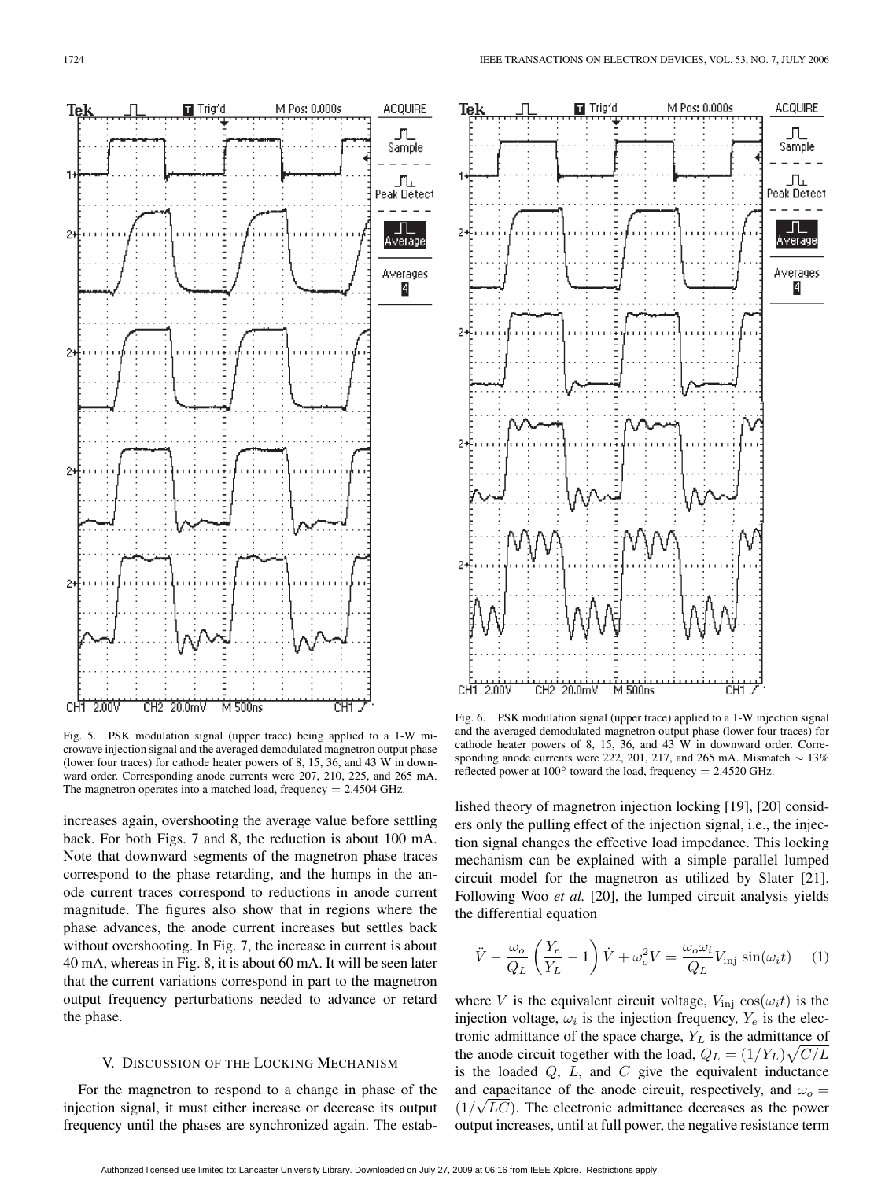Fig. 5. PSK modulation signal (upper trace) being applied to a 1-W microwave injection signal and the averaged demodulated magnetron output phase (lower four traces) for cathode heater powers of 8, 15, 36, and 43 W in downward order. Corresponding anode currents were 207, 210, 225, and 265 mA. The magnetron operates into a matched load, frequency = 2.4504 GHz.

Fig. 6. PSK modulation signal (upper trace) applied to a 1-W injection signal and the averaged demodulated magnetron output phase (lower four traces) for cathode heater powers of 8, 15, 36, and 43 W in downward order. Corresponding anode currents were 222, 201, 217, and 265 mA. Mismatch ~ 13% reflected power at 100° toward the load, frequency = 2.4520 GHz.

increases again, overshooting the average value before settling back. For both Figs. 7 and 8, the reduction is about 100 mA. Note that downward segments of the magnetron phase traces correspond to the phase retarding, and the humps in the anode current traces correspond to reductions in anode current magnitude. The figures also show that in regions where the phase advances, the anode current increases but settles back without overshooting. In Fig. 7, the increase in current is about 40 mA, whereas in Fig. 8, it is about 60 mA. It will be seen later that the current variations correspond in part to the magnetron output frequency perturbations needed to advance or retard the phase.

## V. Discussion of the Locking Mechanism

For the magnetron to respond to a change in phase of the injection signal, it must either increase or decrease its output frequency until the phases are synchronized again. The established theory of magnetron injection locking [19], [20] considers only the pulling effect of the injection signal, i.e., the injection signal changes the effective load impedance. This locking mechanism can be explained with a simple parallel lumped circuit model for the magnetron as utilized by Slater [21]. Following Woo *et al.* [20], the lumped circuit analysis yields the differential equation

$$\ddot{V} - \frac{\omega_o}{Q_L}\left(\frac{Y_e}{Y_L} - 1\right)\dot{V} + \omega_o^2 V = \frac{\omega_o \omega_i}{Q_L} V_{\text{inj}} \sin(\omega_i t) \quad (1)$$

where $V$ is the equivalent circuit voltage, $V_{\text{inj}} \cos(\omega_i t)$ is the injection voltage, $\omega_i$ is the injection frequency, $Y_e$ is the electronic admittance of the space charge, $Y_L$ is the admittance of the anode circuit together with the load, $Q_L = (1/Y_L)\sqrt{C/L}$ is the loaded $Q$, $L$, and $C$ give the equivalent inductance and capacitance of the anode circuit, respectively, and $\omega_o = (1/\sqrt{LC})$. The electronic admittance decreases as the power output increases, until at full power, the negative resistance term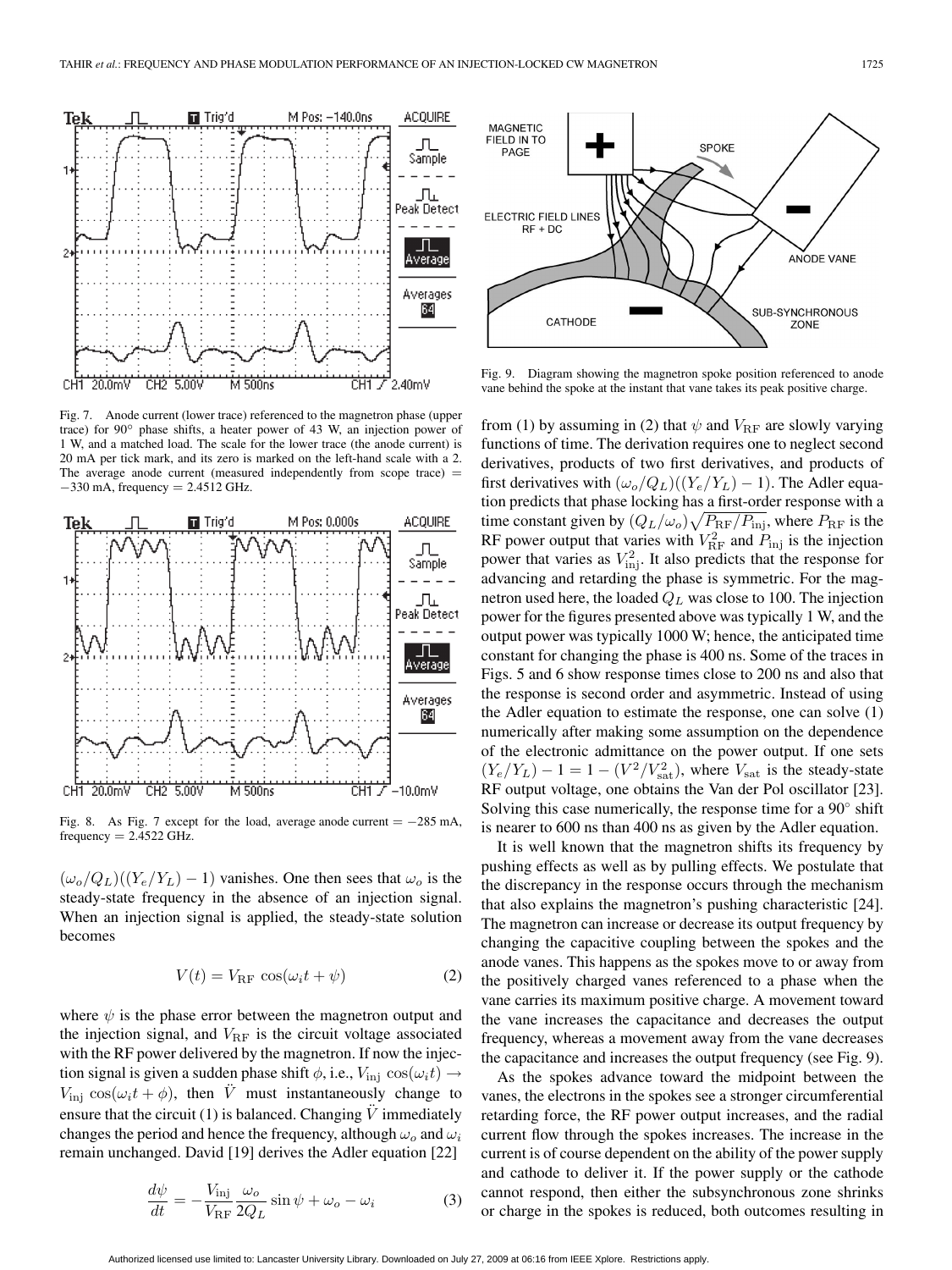Fig. 7. Anode current (lower trace) referenced to the magnetron phase (upper trace) for 90° phase shifts, a heater power of 43 W, an injection power of 1 W, and a matched load. The scale for the lower trace (the anode current) is 20 mA per tick mark, and its zero is marked on the left-hand scale with a 2. The average anode current (measured independently from scope trace) = −330 mA, frequency = 2.4512 GHz.

Fig. 8. As Fig. 7 except for the load, average anode current = −285 mA, frequency = 2.4522 GHz.

Fig. 9. Diagram showing the magnetron spoke position referenced to anode vane behind the spoke at the instant that vane takes its peak positive charge.

$(\omega_o/Q_L)((Y_e/Y_L)-1)$ vanishes. One then sees that $\omega_o$ is the steady-state frequency in the absence of an injection signal. When an injection signal is applied, the steady-state solution becomes

$$V(t) = V_{\mathrm{RF}} \cos(\omega_i t + \psi) \tag{2}$$

where $\psi$ is the phase error between the magnetron output and the injection signal, and $V_{\mathrm{RF}}$ is the circuit voltage associated with the RF power delivered by the magnetron. If now the injection signal is given a sudden phase shift $\phi$, i.e., $V_{\mathrm{inj}} \cos(\omega_i t) \rightarrow V_{\mathrm{inj}} \cos(\omega_i t + \phi)$, then $\ddot{V}$ must instantaneously change to ensure that the circuit (1) is balanced. Changing $\ddot{V}$ immediately changes the period and hence the frequency, although $\omega_o$ and $\omega_i$ remain unchanged. David [19] derives the Adler equation [22]

$$\frac{d\psi}{dt} = -\frac{V_{\mathrm{inj}}}{V_{\mathrm{RF}}}\frac{\omega_o}{2Q_L}\sin\psi + \omega_o - \omega_i \tag{3}$$

from (1) by assuming in (2) that $\psi$ and $V_{\mathrm{RF}}$ are slowly varying functions of time. The derivation requires one to neglect second derivatives, products of two first derivatives, and products of first derivatives with $(\omega_o/Q_L)((Y_e/Y_L)-1)$. The Adler equation predicts that phase locking has a first-order response with a time constant given by $(Q_L/\omega_o)\sqrt{P_{\mathrm{RF}}/P_{\mathrm{inj}}}$, where $P_{\mathrm{RF}}$ is the RF power output that varies with $V_{\mathrm{RF}}^2$ and $P_{\mathrm{inj}}$ is the injection power that varies as $V_{\mathrm{inj}}^2$. It also predicts that the response for advancing and retarding the phase is symmetric. For the magnetron used here, the loaded $Q_L$ was close to 100. The injection power for the figures presented above was typically 1 W, and the output power was typically 1000 W; hence, the anticipated time constant for changing the phase is 400 ns. Some of the traces in Figs. 5 and 6 show response times close to 200 ns and also that the response is second order and asymmetric. Instead of using the Adler equation to estimate the response, one can solve (1) numerically after making some assumption on the dependence of the electronic admittance on the power output. If one sets $(Y_e/Y_L) - 1 = 1 - (V^2/V_{\mathrm{sat}}^2)$, where $V_{\mathrm{sat}}$ is the steady-state RF output voltage, one obtains the Van der Pol oscillator [23]. Solving this case numerically, the response time for a 90° shift is nearer to 600 ns than 400 ns as given by the Adler equation.

It is well known that the magnetron shifts its frequency by pushing effects as well as by pulling effects. We postulate that the discrepancy in the response occurs through the mechanism that also explains the magnetron's pushing characteristic [24]. The magnetron can increase or decrease its output frequency by changing the capacitive coupling between the spokes and the anode vanes. This happens as the spokes move to or away from the positively charged vanes referenced to a phase when the vane carries its maximum positive charge. A movement toward the vane increases the capacitance and decreases the output frequency, whereas a movement away from the vane decreases the capacitance and increases the output frequency (see Fig. 9).

As the spokes advance toward the midpoint between the vanes, the electrons in the spokes see a stronger circumferential retarding force, the RF power output increases, and the radial current flow through the spokes increases. The increase in the current is of course dependent on the ability of the power supply and cathode to deliver it. If the power supply or the cathode cannot respond, then either the subsynchronous zone shrinks or charge in the spokes is reduced, both outcomes resulting in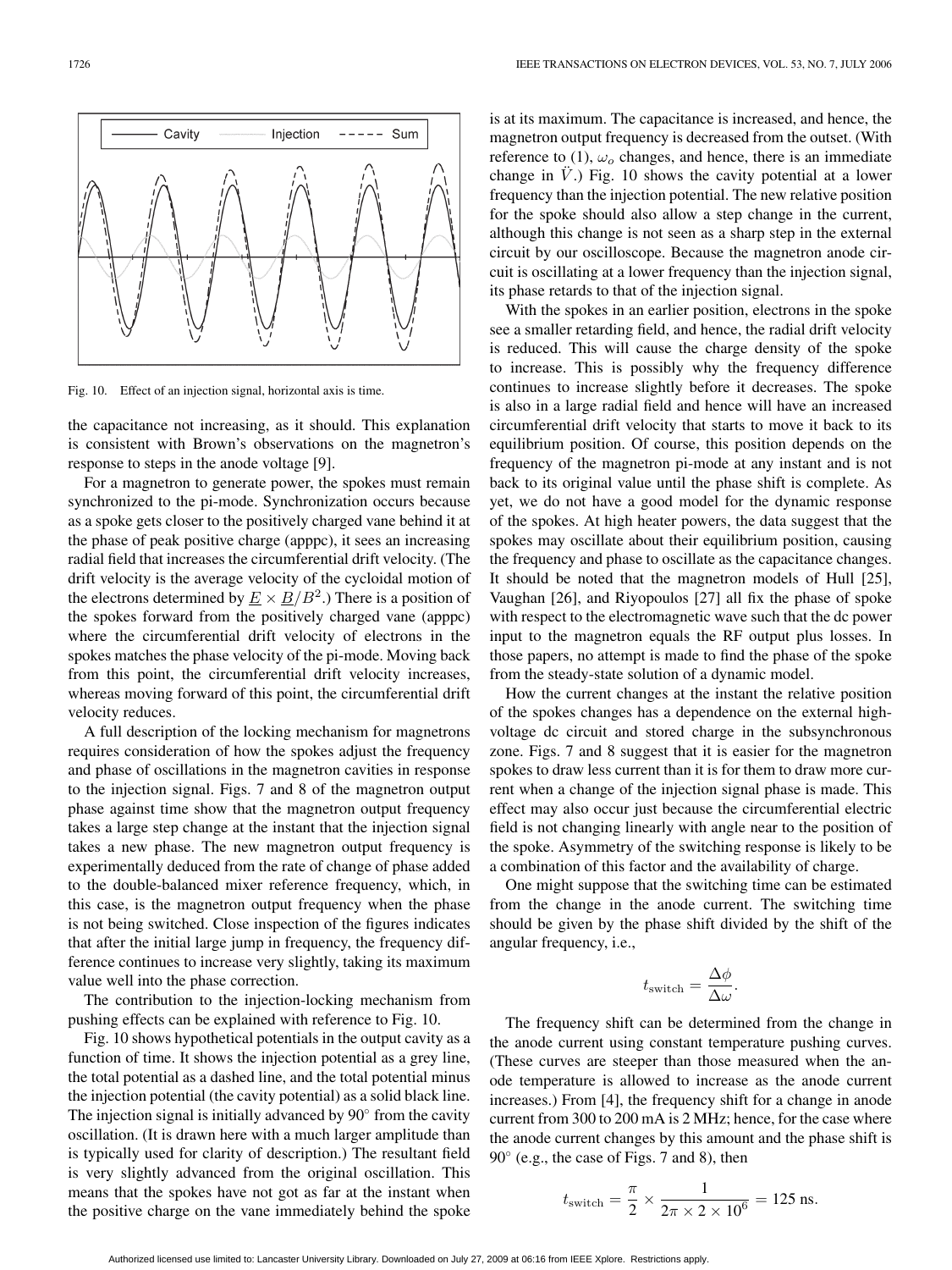Cavity
Injection
Sum

Fig. 10. Effect of an injection signal, horizontal axis is time.

the capacitance not increasing, as it should. This explanation is consistent with Brown's observations on the magnetron's response to steps in the anode voltage [9].

For a magnetron to generate power, the spokes must remain synchronized to the pi-mode. Synchronization occurs because as a spoke gets closer to the positively charged vane behind it at the phase of peak positive charge (apppc), it sees an increasing radial field that increases the circumferential drift velocity. (The drift velocity is the average velocity of the cycloidal motion of the electrons determined by $\underline{E} \times \underline{B}/B^2$.) There is a position of the spokes forward from the positively charged vane (apppc) where the circumferential drift velocity of electrons in the spokes matches the phase velocity of the pi-mode. Moving back from this point, the circumferential drift velocity increases, whereas moving forward of this point, the circumferential drift velocity reduces.

A full description of the locking mechanism for magnetrons requires consideration of how the spokes adjust the frequency and phase of oscillations in the magnetron cavities in response to the injection signal. Figs. 7 and 8 of the magnetron output phase against time show that the magnetron output frequency takes a large step change at the instant that the injection signal takes a new phase. The new magnetron output frequency is experimentally deduced from the rate of change of phase added to the double-balanced mixer reference frequency, which, in this case, is the magnetron output frequency when the phase is not being switched. Close inspection of the figures indicates that after the initial large jump in frequency, the frequency difference continues to increase very slightly, taking its maximum value well into the phase correction.

The contribution to the injection-locking mechanism from pushing effects can be explained with reference to Fig. 10.

Fig. 10 shows hypothetical potentials in the output cavity as a function of time. It shows the injection potential as a grey line, the total potential as a dashed line, and the total potential minus the injection potential (the cavity potential) as a solid black line. The injection signal is initially advanced by 90° from the cavity oscillation. (It is drawn here with a much larger amplitude than is typically used for clarity of description.) The resultant field is very slightly advanced from the original oscillation. This means that the spokes have not got as far at the instant when the positive charge on the vane immediately behind the spoke is at its maximum. The capacitance is increased, and hence, the magnetron output frequency is decreased from the outset. (With reference to (1), $\omega_o$ changes, and hence, there is an immediate change in $\ddot{V}$.) Fig. 10 shows the cavity potential at a lower frequency than the injection potential. The new relative position for the spoke should also allow a step change in the current, although this change is not seen as a sharp step in the external circuit by our oscilloscope. Because the magnetron anode circuit is oscillating at a lower frequency than the injection signal, its phase retards to that of the injection signal.

With the spokes in an earlier position, electrons in the spoke see a smaller retarding field, and hence, the radial drift velocity is reduced. This will cause the charge density of the spoke to increase. This is possibly why the frequency difference continues to increase slightly before it decreases. The spoke is also in a large radial field and hence will have an increased circumferential drift velocity that starts to move it back to its equilibrium position. Of course, this position depends on the frequency of the magnetron pi-mode at any instant and is not back to its original value until the phase shift is complete. As yet, we do not have a good model for the dynamic response of the spokes. At high heater powers, the data suggest that the spokes may oscillate about their equilibrium position, causing the frequency and phase to oscillate as the capacitance changes. It should be noted that the magnetron models of Hull [25], Vaughan [26], and Riyopoulos [27] all fix the phase of spoke with respect to the electromagnetic wave such that the dc power input to the magnetron equals the RF output plus losses. In those papers, no attempt is made to find the phase of the spoke from the steady-state solution of a dynamic model.

How the current changes at the instant the relative position of the spokes changes has a dependence on the external high-voltage dc circuit and stored charge in the subsynchronous zone. Figs. 7 and 8 suggest that it is easier for the magnetron spokes to draw less current than it is for them to draw more current when a change of the injection signal phase is made. This effect may also occur just because the circumferential electric field is not changing linearly with angle near to the position of the spoke. Asymmetry of the switching response is likely to be a combination of this factor and the availability of charge.

One might suppose that the switching time can be estimated from the change in the anode current. The switching time should be given by the phase shift divided by the shift of the angular frequency, i.e.,

$$t_{\text{switch}} = \frac{\Delta\phi}{\Delta\omega}.$$

The frequency shift can be determined from the change in the anode current using constant temperature pushing curves. (These curves are steeper than those measured when the anode temperature is allowed to increase as the anode current increases.) From [4], the frequency shift for a change in anode current from 300 to 200 mA is 2 MHz; hence, for the case where the anode current changes by this amount and the phase shift is 90° (e.g., the case of Figs. 7 and 8), then

$$t_{\text{switch}} = \frac{\pi}{2} \times \frac{1}{2\pi \times 2 \times 10^6} = 125 \text{ ns}.$$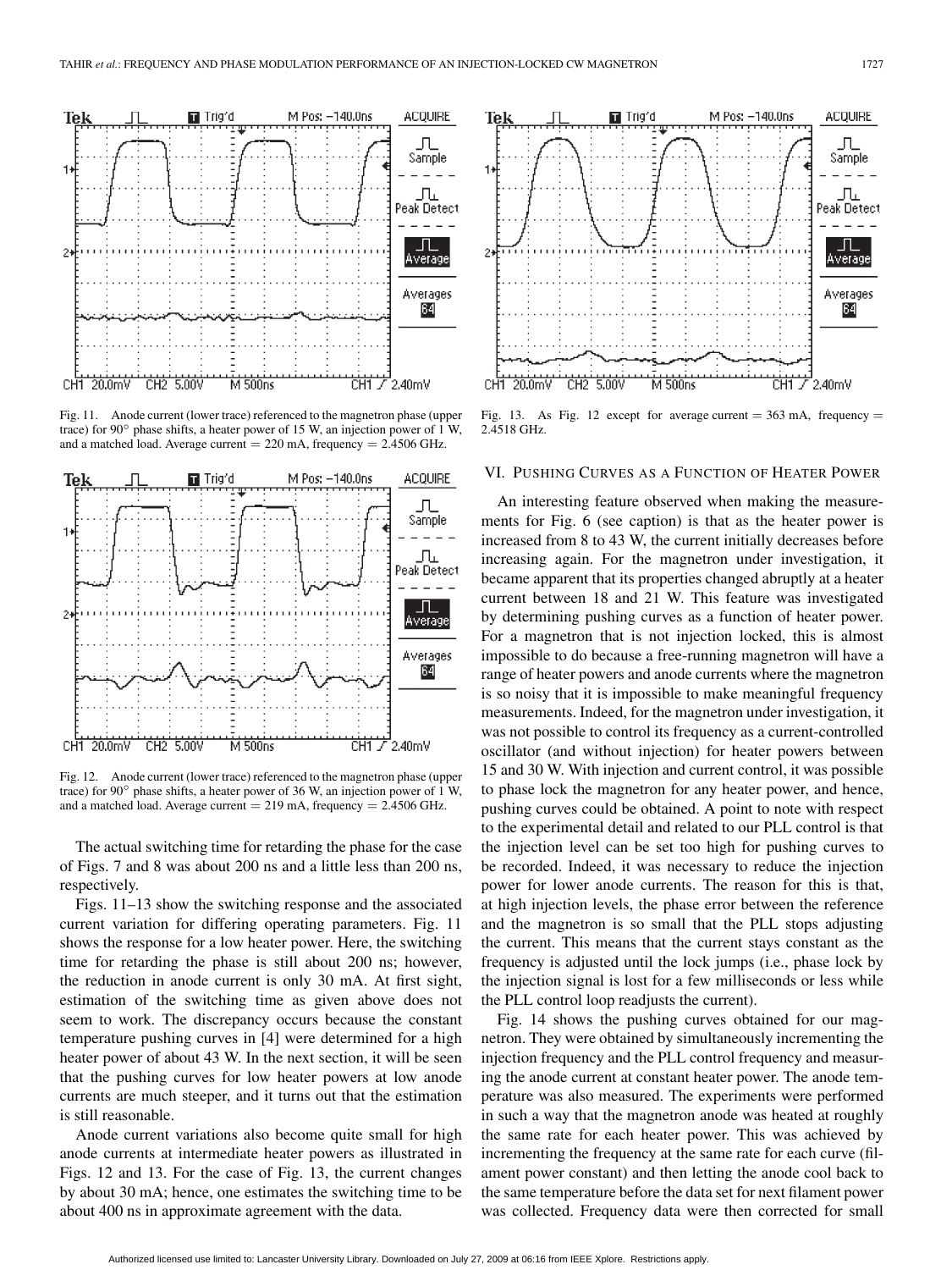Tek Trig'd M Pos: -140.0ns ACQUIRE
Sample
Peak Detect
Average
Averages 64
CH1 20.0mV CH2 5.00V M 500ns CH1 ∫ 2.40mV

Fig. 11. Anode current (lower trace) referenced to the magnetron phase (upper trace) for 90° phase shifts, a heater power of 15 W, an injection power of 1 W, and a matched load. Average current = 220 mA, frequency = 2.4506 GHz.

Tek Trig'd M Pos: -140.0ns ACQUIRE
Sample
Peak Detect
Average
Averages 64
CH1 20.0mV CH2 5.00V M 500ns CH1 ∫ 2.40mV

Fig. 12. Anode current (lower trace) referenced to the magnetron phase (upper trace) for 90° phase shifts, a heater power of 36 W, an injection power of 1 W, and a matched load. Average current = 219 mA, frequency = 2.4506 GHz.

The actual switching time for retarding the phase for the case of Figs. 7 and 8 was about 200 ns and a little less than 200 ns, respectively.

Figs. 11–13 show the switching response and the associated current variation for differing operating parameters. Fig. 11 shows the response for a low heater power. Here, the switching time for retarding the phase is still about 200 ns; however, the reduction in anode current is only 30 mA. At first sight, estimation of the switching time as given above does not seem to work. The discrepancy occurs because the constant temperature pushing curves in [4] were determined for a high heater power of about 43 W. In the next section, it will be seen that the pushing curves for low heater powers at low anode currents are much steeper, and it turns out that the estimation is still reasonable.

Anode current variations also become quite small for high anode currents at intermediate heater powers as illustrated in Figs. 12 and 13. For the case of Fig. 13, the current changes by about 30 mA; hence, one estimates the switching time to be about 400 ns in approximate agreement with the data.

Tek Trig'd M Pos: -140.0ns ACQUIRE
Sample
Peak Detect
Average
Averages 64
CH1 20.0mV CH2 5.00V M 500ns CH1 ∫ 2.40mV

Fig. 13. As Fig. 12 except for average current = 363 mA, frequency = 2.4518 GHz.

## VI. Pushing Curves as a Function of Heater Power

An interesting feature observed when making the measurements for Fig. 6 (see caption) is that as the heater power is increased from 8 to 43 W, the current initially decreases before increasing again. For the magnetron under investigation, it became apparent that its properties changed abruptly at a heater current between 18 and 21 W. This feature was investigated by determining pushing curves as a function of heater power. For a magnetron that is not injection locked, this is almost impossible to do because a free-running magnetron will have a range of heater powers and anode currents where the magnetron is so noisy that it is impossible to make meaningful frequency measurements. Indeed, for the magnetron under investigation, it was not possible to control its frequency as a current-controlled oscillator (and without injection) for heater powers between 15 and 30 W. With injection and current control, it was possible to phase lock the magnetron for any heater power, and hence, pushing curves could be obtained. A point to note with respect to the experimental detail and related to our PLL control is that the injection level can be set too high for pushing curves to be recorded. Indeed, it was necessary to reduce the injection power for lower anode currents. The reason for this is that, at high injection levels, the phase error between the reference and the magnetron is so small that the PLL stops adjusting the current. This means that the current stays constant as the frequency is adjusted until the lock jumps (i.e., phase lock by the injection signal is lost for a few milliseconds or less while the PLL control loop readjusts the current).

Fig. 14 shows the pushing curves obtained for our magnetron. They were obtained by simultaneously incrementing the injection frequency and the PLL control frequency and measuring the anode current at constant heater power. The anode temperature was also measured. The experiments were performed in such a way that the magnetron anode was heated at roughly the same rate for each heater power. This was achieved by incrementing the frequency at the same rate for each curve (filament power constant) and then letting the anode cool back to the same temperature before the data set for next filament power was collected. Frequency data were then corrected for small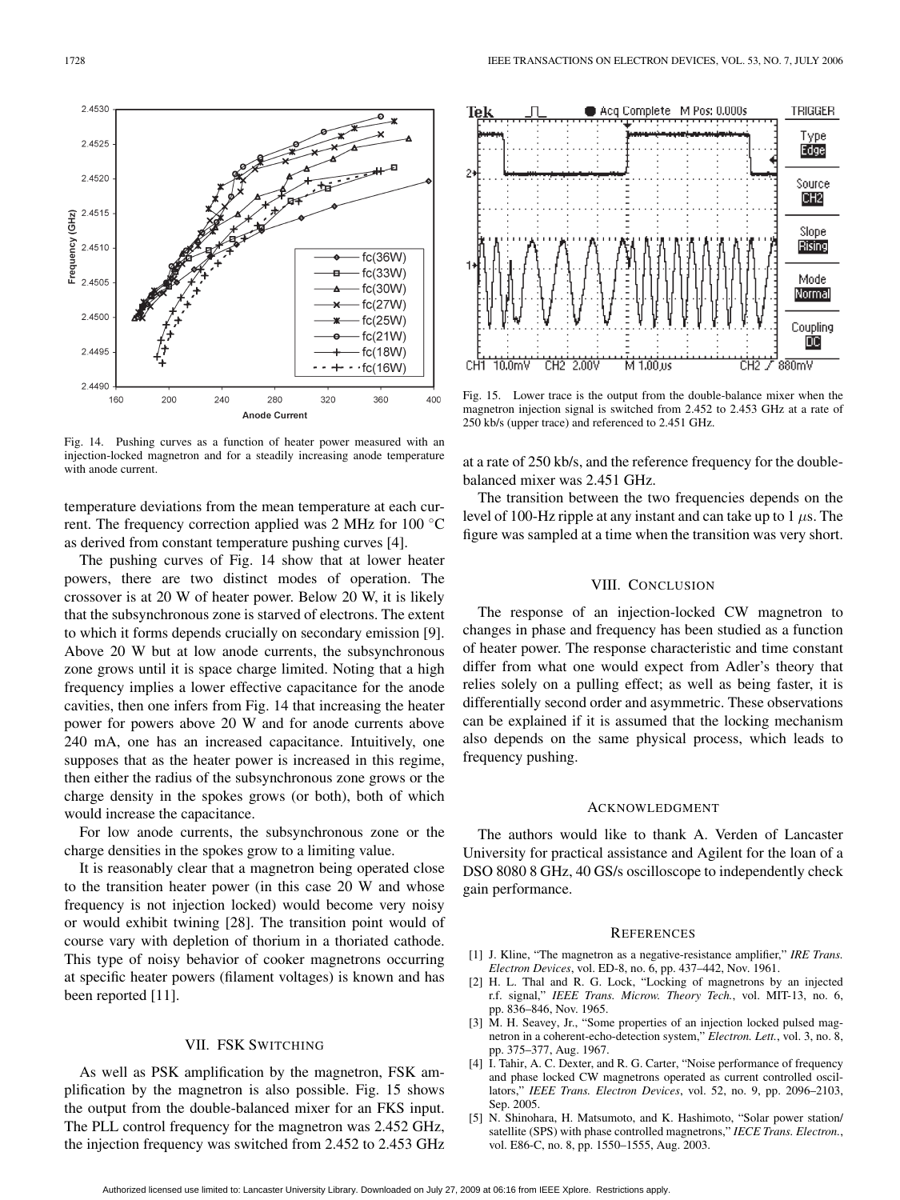Fig. 14. Pushing curves as a function of heater power measured with an injection-locked magnetron and for a steadily increasing anode temperature with anode current.

temperature deviations from the mean temperature at each current. The frequency correction applied was 2 MHz for 100 °C as derived from constant temperature pushing curves [4].

The pushing curves of Fig. 14 show that at lower heater powers, there are two distinct modes of operation. The crossover is at 20 W of heater power. Below 20 W, it is likely that the subsynchronous zone is starved of electrons. The extent to which it forms depends crucially on secondary emission [9]. Above 20 W but at low anode currents, the subsynchronous zone grows until it is space charge limited. Noting that a high frequency implies a lower effective capacitance for the anode cavities, then one infers from Fig. 14 that increasing the heater power for powers above 20 W and for anode currents above 240 mA, one has an increased capacitance. Intuitively, one supposes that as the heater power is increased in this regime, then either the radius of the subsynchronous zone grows or the charge density in the spokes grows (or both), both of which would increase the capacitance.

For low anode currents, the subsynchronous zone or the charge densities in the spokes grow to a limiting value.

It is reasonably clear that a magnetron being operated close to the transition heater power (in this case 20 W and whose frequency is not injection locked) would become very noisy or would exhibit twining [28]. The transition point would of course vary with depletion of thorium in a thoriated cathode. This type of noisy behavior of cooker magnetrons occurring at specific heater powers (filament voltages) is known and has been reported [11].

## VII. FSK Switching

As well as PSK amplification by the magnetron, FSK amplification by the magnetron is also possible. Fig. 15 shows the output from the double-balanced mixer for an FKS input. The PLL control frequency for the magnetron was 2.452 GHz, the injection frequency was switched from 2.452 to 2.453 GHz at a rate of 250 kb/s, and the reference frequency for the double-balanced mixer was 2.451 GHz.

Fig. 15. Lower trace is the output from the double-balance mixer when the magnetron injection signal is switched from 2.452 to 2.453 GHz at a rate of 250 kb/s (upper trace) and referenced to 2.451 GHz.

The transition between the two frequencies depends on the level of 100-Hz ripple at any instant and can take up to 1 $\mu$s. The figure was sampled at a time when the transition was very short.

## VIII. Conclusion

The response of an injection-locked CW magnetron to changes in phase and frequency has been studied as a function of heater power. The response characteristic and time constant differ from what one would expect from Adler's theory that relies solely on a pulling effect; as well as being faster, it is differentially second order and asymmetric. These observations can be explained if it is assumed that the locking mechanism also depends on the same physical process, which leads to frequency pushing.

## Acknowledgment

The authors would like to thank A. Verden of Lancaster University for practical assistance and Agilent for the loan of a DSO 8080 8 GHz, 40 GS/s oscilloscope to independently check gain performance.

## References

[1] J. Kline, "The magnetron as a negative-resistance amplifier," *IRE Trans. Electron Devices*, vol. ED-8, no. 6, pp. 437–442, Nov. 1961.

[2] H. L. Thal and R. G. Lock, "Locking of magnetrons by an injected r.f. signal," *IEEE Trans. Microw. Theory Tech.*, vol. MIT-13, no. 6, pp. 836–846, Nov. 1965.

[3] M. H. Seavey, Jr., "Some properties of an injection locked pulsed magnetron in a coherent-echo-detection system," *Electron. Lett.*, vol. 3, no. 8, pp. 375–377, Aug. 1967.

[4] I. Tahir, A. C. Dexter, and R. G. Carter, "Noise performance of frequency and phase locked CW magnetrons operated as current controlled oscillators," *IEEE Trans. Electron Devices*, vol. 52, no. 9, pp. 2096–2103, Sep. 2005.

[5] N. Shinohara, H. Matsumoto, and K. Hashimoto, "Solar power station/satellite (SPS) with phase controlled magnetrons," *IECE Trans. Electron.*, vol. E86-C, no. 8, pp. 1550–1555, Aug. 2003.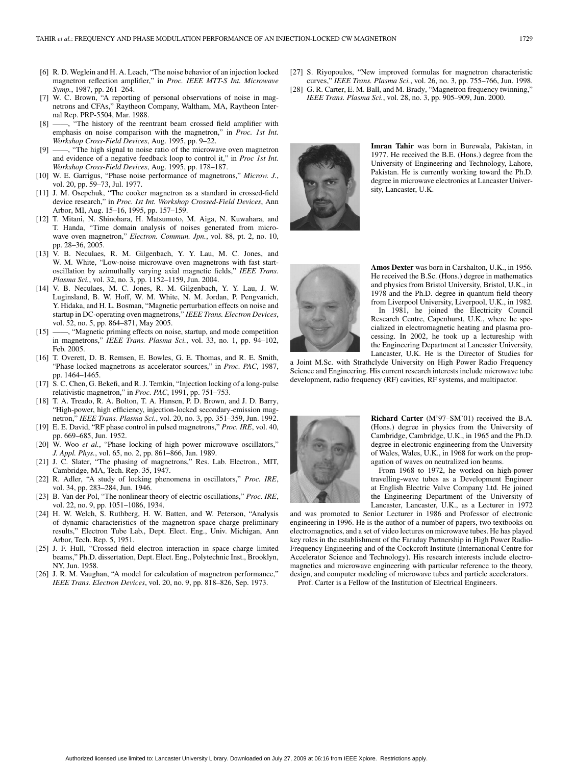[6] R. D. Weglein and H. A. Leach, "The noise behavior of an injection locked magnetron reflection amplifier," in *Proc. IEEE MTT-S Int. Microwave Symp.*, 1987, pp. 261–264.

[7] W. C. Brown, "A reporting of personal observations of noise in magnetrons and CFAs," Raytheon Company, Waltham, MA, Raytheon Internal Rep. PRP-5504, Mar. 1988.

[8] ——, "The history of the reentrant beam crossed field amplifier with emphasis on noise comparison with the magnetron," in *Proc. 1st Int. Workshop Cross-Field Devices*, Aug. 1995, pp. 9–22.

[9] ——, "The high signal to noise ratio of the microwave oven magnetron and evidence of a negative feedback loop to control it," in *Proc 1st Int. Workshop Cross-Field Devices*, Aug. 1995, pp. 178–187.

[10] W. E. Garrigus, "Phase noise performance of magnetrons," *Microw. J.*, vol. 20, pp. 59–73, Jul. 1977.

[11] J. M. Osepchuk, "The cooker magnetron as a standard in crossed-field device research," in *Proc. 1st Int. Workshop Crossed-Field Devices*, Ann Arbor, MI, Aug. 15–16, 1995, pp. 157–159.

[12] T. Mitani, N. Shinohara, H. Matsumoto, M. Aiga, N. Kuwahara, and T. Handa, "Time domain analysis of noises generated from microwave oven magnetron," *Electron. Commun. Jpn.*, vol. 88, pt. 2, no. 10, pp. 28–36, 2005.

[13] V. B. Neculaes, R. M. Gilgenbach, Y. Y. Lau, M. C. Jones, and W. M. White, "Low-noise microwave oven magnetrons with fast start-oscillation by azimuthally varying axial magnetic fields," *IEEE Trans. Plasma Sci.*, vol. 32, no. 3, pp. 1152–1159, Jun. 2004.

[14] V. B. Neculaes, M. C. Jones, R. M. Gilgenbach, Y. Y. Lau, J. W. Luginsland, B. W. Hoff, W. M. White, N. M. Jordan, P. Pengvanich, Y. Hidaka, and H. L. Bosman, "Magnetic perturbation effects on noise and startup in DC-operating oven magnetrons," *IEEE Trans. Electron Devices*, vol. 52, no. 5, pp. 864–871, May 2005.

[15] ——, "Magnetic priming effects on noise, startup, and mode competition in magnetrons," *IEEE Trans. Plasma Sci.*, vol. 33, no. 1, pp. 94–102, Feb. 2005.

[16] T. Overett, D. B. Remsen, E. Bowles, G. E. Thomas, and R. E. Smith, "Phase locked magnetrons as accelerator sources," in *Proc. PAC*, 1987, pp. 1464–1465.

[17] S. C. Chen, G. Bekefi, and R. J. Temkin, "Injection locking of a long-pulse relativistic magnetron," in *Proc. PAC*, 1991, pp. 751–753.

[18] T. A. Treado, R. A. Bolton, T. A. Hansen, P. D. Brown, and J. D. Barry, "High-power, high efficiency, injection-locked secondary-emission magnetron," *IEEE Trans. Plasma Sci.*, vol. 20, no. 3, pp. 351–359, Jun. 1992.

[19] E. E. David, "RF phase control in pulsed magnetrons," *Proc. IRE*, vol. 40, pp. 669–685, Jun. 1952.

[20] W. Woo *et al.*, "Phase locking of high power microwave oscillators," *J. Appl. Phys.*, vol. 65, no. 2, pp. 861–866, Jan. 1989.

[21] J. C. Slater, "The phasing of magnetrons," Res. Lab. Electron., MIT, Cambridge, MA, Tech. Rep. 35, 1947.

[22] R. Adler, "A study of locking phenomena in oscillators," *Proc. IRE*, vol. 34, pp. 283–284, Jun. 1946.

[23] B. Van der Pol, "The nonlinear theory of electric oscillations," *Proc. IRE*, vol. 22, no. 9, pp. 1051–1086, 1934.

[24] H. W. Welch, S. Ruthberg, H. W. Batten, and W. Peterson, "Analysis of dynamic characteristics of the magnetron space charge preliminary results," Electron Tube Lab., Dept. Elect. Eng., Univ. Michigan, Ann Arbor, Tech. Rep. 5, 1951.

[25] J. F. Hull, "Crossed field electron interaction in space charge limited beams," Ph.D. dissertation, Dept. Elect. Eng., Polytechnic Inst., Brooklyn, NY, Jun. 1958.

[26] J. R. M. Vaughan, "A model for calculation of magnetron performance," *IEEE Trans. Electron Devices*, vol. 20, no. 9, pp. 818–826, Sep. 1973.

[27] S. Riyopoulos, "New improved formulas for magnetron characteristic curves," *IEEE Trans. Plasma Sci.*, vol. 26, no. 3, pp. 755–766, Jun. 1998.

[28] G. R. Carter, E. M. Ball, and M. Brady, "Magnetron frequency twinning," *IEEE Trans. Plasma Sci.*, vol. 28, no. 3, pp. 905–909, Jun. 2000.

**Imran Tahir** was born in Burewala, Pakistan, in 1977. He received the B.E. (Hons.) degree from the University of Engineering and Technology, Lahore, Pakistan. He is currently working toward the Ph.D. degree in microwave electronics at Lancaster University, Lancaster, U.K.

**Amos Dexter** was born in Carshalton, U.K., in 1956. He received the B.Sc. (Hons.) degree in mathematics and physics from Bristol University, Bristol, U.K., in 1978 and the Ph.D. degree in quantum field theory from Liverpool University, Liverpool, U.K., in 1982.

In 1981, he joined the Electricity Council Research Centre, Capenhurst, U.K., where he specialized in electromagnetic heating and plasma processing. In 2002, he took up a lectureship with the Engineering Department at Lancaster University, Lancaster, U.K. He is the Director of Studies for a Joint M.Sc. with Strathclyde University on High Power Radio Frequency Science and Engineering. His current research interests include microwave tube development, radio frequency (RF) cavities, RF systems, and multipactor.

**Richard Carter** (M'97–SM'01) received the B.A. (Hons.) degree in physics from the University of Cambridge, Cambridge, U.K., in 1965 and the Ph.D. degree in electronic engineering from the University of Wales, Wales, U.K., in 1968 for work on the propagation of waves on neutralized ion beams.

From 1968 to 1972, he worked on high-power travelling-wave tubes as a Development Engineer at English Electric Valve Company Ltd. He joined the Engineering Department of the University of Lancaster, Lancaster, U.K., as a Lecturer in 1972 and was promoted to Senior Lecturer in 1986 and Professor of electronic engineering in 1996. He is the author of a number of papers, two textbooks on electromagnetics, and a set of video lectures on microwave tubes. He has played key roles in the establishment of the Faraday Partnership in High Power Radio-Frequency Engineering and of the Cockcroft Institute (International Centre for Accelerator Science and Technology). His research interests include electromagnetics and microwave engineering with particular reference to the theory, design, and computer modeling of microwave tubes and particle accelerators.

Prof. Carter is a Fellow of the Institution of Electrical Engineers.